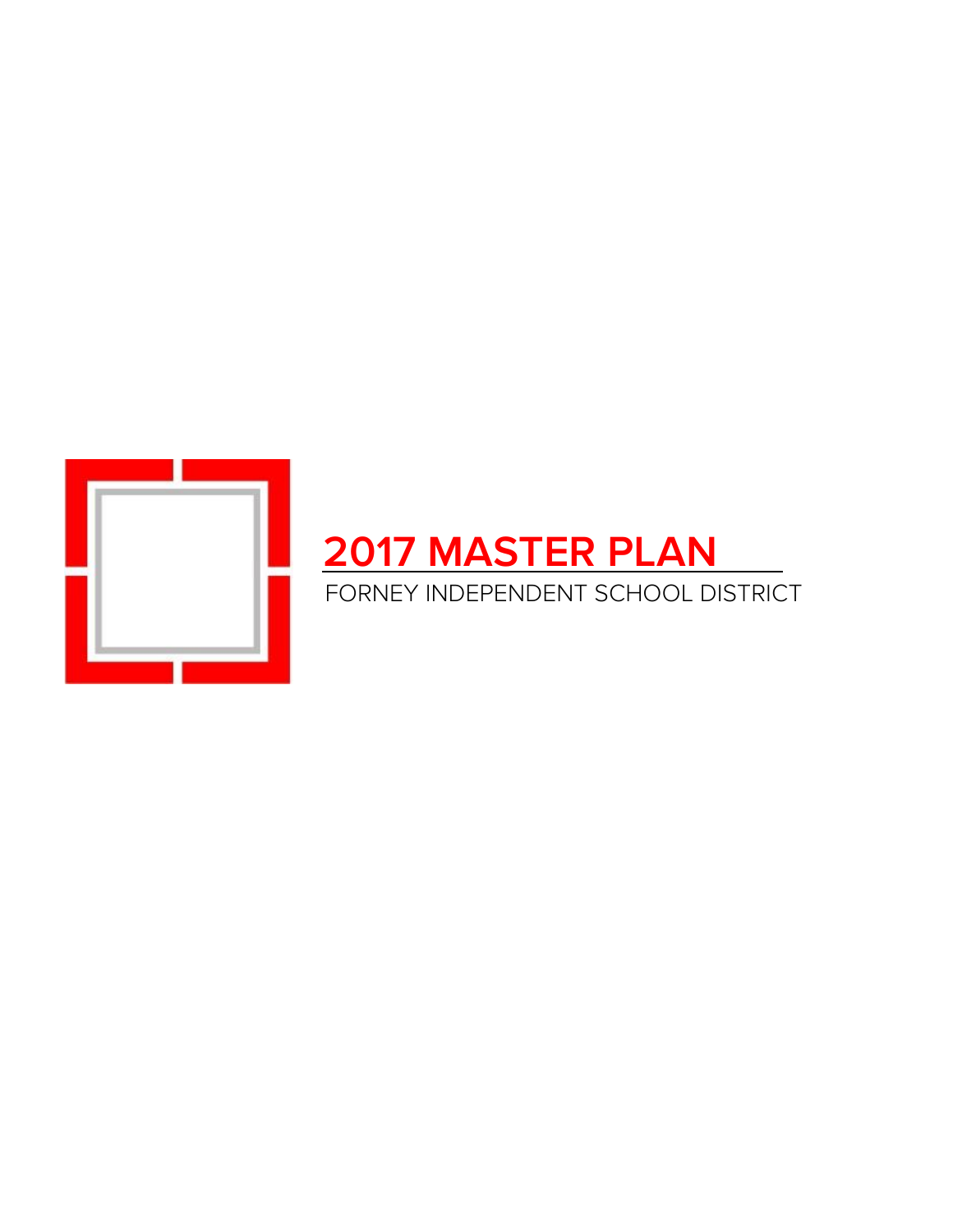# 2017 MASTER PLAN

FORNEY INDEPENDENT SCHOOL DISTRICT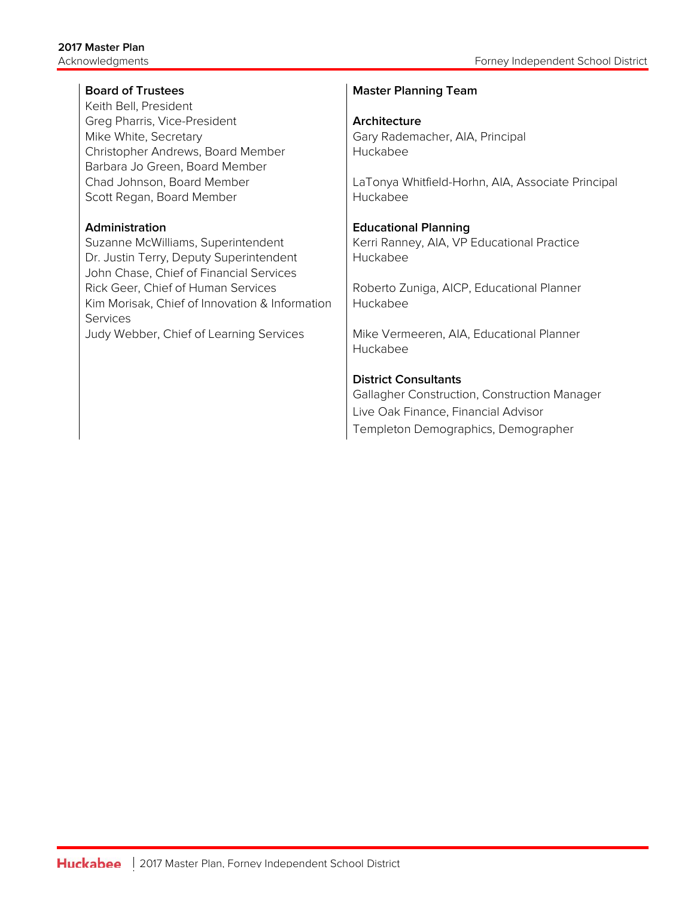## Board of Trustees

Keith Bell, President
Greg Pharris, Vice-President
Mike White, Secretary
Christopher Andrews, Board Member
Barbara Jo Green, Board Member
Chad Johnson, Board Member
Scott Regan, Board Member

## Administration

Suzanne McWilliams, Superintendent
Dr. Justin Terry, Deputy Superintendent
John Chase, Chief of Financial Services
Rick Geer, Chief of Human Services
Kim Morisak, Chief of Innovation & Information Services
Judy Webber, Chief of Learning Services

## Master Planning Team

### Architecture

Gary Rademacher, AIA, Principal
Huckabee

LaTonya Whitfield-Horhn, AIA, Associate Principal
Huckabee

### Educational Planning

Kerri Ranney, AIA, VP Educational Practice
Huckabee

Roberto Zuniga, AICP, Educational Planner
Huckabee

Mike Vermeeren, AIA, Educational Planner
Huckabee

### District Consultants

Gallagher Construction, Construction Manager
Live Oak Finance, Financial Advisor
Templeton Demographics, Demographer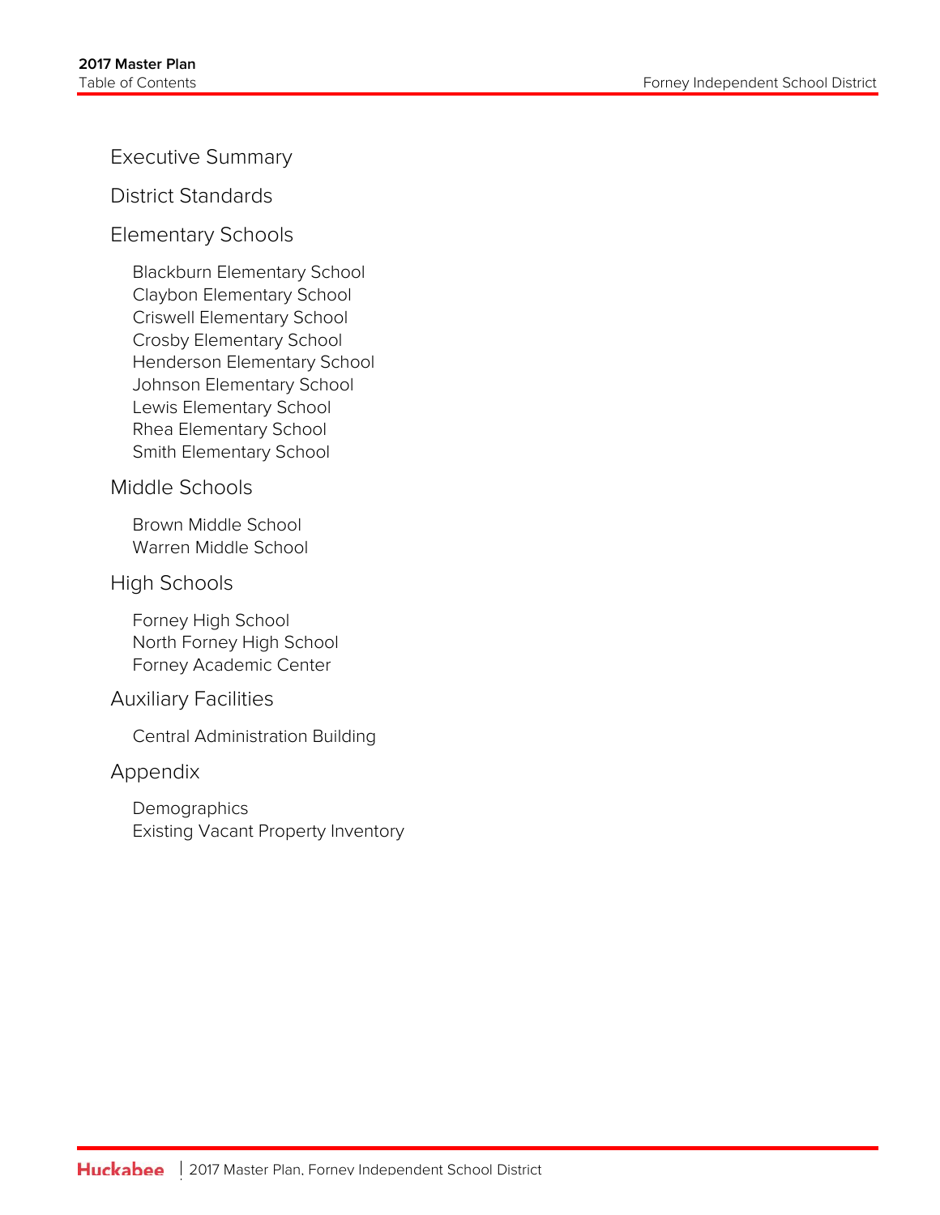## Executive Summary

## District Standards

## Elementary Schools

- Blackburn Elementary School
- Claybon Elementary School
- Criswell Elementary School
- Crosby Elementary School
- Henderson Elementary School
- Johnson Elementary School
- Lewis Elementary School
- Rhea Elementary School
- Smith Elementary School

## Middle Schools

- Brown Middle School
- Warren Middle School

## High Schools

- Forney High School
- North Forney High School
- Forney Academic Center

## Auxiliary Facilities

- Central Administration Building

## Appendix

- Demographics
- Existing Vacant Property Inventory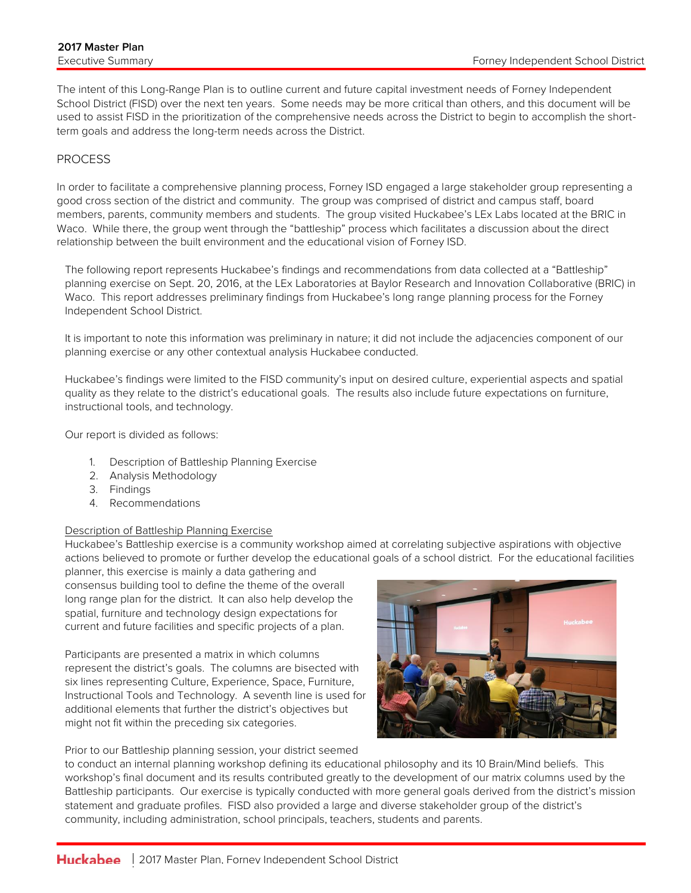The intent of this Long-Range Plan is to outline current and future capital investment needs of Forney Independent School District (FISD) over the next ten years. Some needs may be more critical than others, and this document will be used to assist FISD in the prioritization of the comprehensive needs across the District to begin to accomplish the short-term goals and address the long-term needs across the District.

## PROCESS

In order to facilitate a comprehensive planning process, Forney ISD engaged a large stakeholder group representing a good cross section of the district and community. The group was comprised of district and campus staff, board members, parents, community members and students. The group visited Huckabee's LEx Labs located at the BRIC in Waco. While there, the group went through the "battleship" process which facilitates a discussion about the direct relationship between the built environment and the educational vision of Forney ISD.

The following report represents Huckabee's findings and recommendations from data collected at a "Battleship" planning exercise on Sept. 20, 2016, at the LEx Laboratories at Baylor Research and Innovation Collaborative (BRIC) in Waco. This report addresses preliminary findings from Huckabee's long range planning process for the Forney Independent School District.

It is important to note this information was preliminary in nature; it did not include the adjacencies component of our planning exercise or any other contextual analysis Huckabee conducted.

Huckabee's findings were limited to the FISD community's input on desired culture, experiential aspects and spatial quality as they relate to the district's educational goals. The results also include future expectations on furniture, instructional tools, and technology.

Our report is divided as follows:

1. Description of Battleship Planning Exercise
2. Analysis Methodology
3. Findings
4. Recommendations

<u>Description of Battleship Planning Exercise</u>

Huckabee's Battleship exercise is a community workshop aimed at correlating subjective aspirations with objective actions believed to promote or further develop the educational goals of a school district. For the educational facilities planner, this exercise is mainly a data gathering and consensus building tool to define the theme of the overall long range plan for the district. It can also help develop the spatial, furniture and technology design expectations for current and future facilities and specific projects of a plan.

Participants are presented a matrix in which columns represent the district's goals. The columns are bisected with six lines representing Culture, Experience, Space, Furniture, Instructional Tools and Technology. A seventh line is used for additional elements that further the district's objectives but might not fit within the preceding six categories.

Prior to our Battleship planning session, your district seemed to conduct an internal planning workshop defining its educational philosophy and its 10 Brain/Mind beliefs. This workshop's final document and its results contributed greatly to the development of our matrix columns used by the Battleship participants. Our exercise is typically conducted with more general goals derived from the district's mission statement and graduate profiles. FISD also provided a large and diverse stakeholder group of the district's community, including administration, school principals, teachers, students and parents.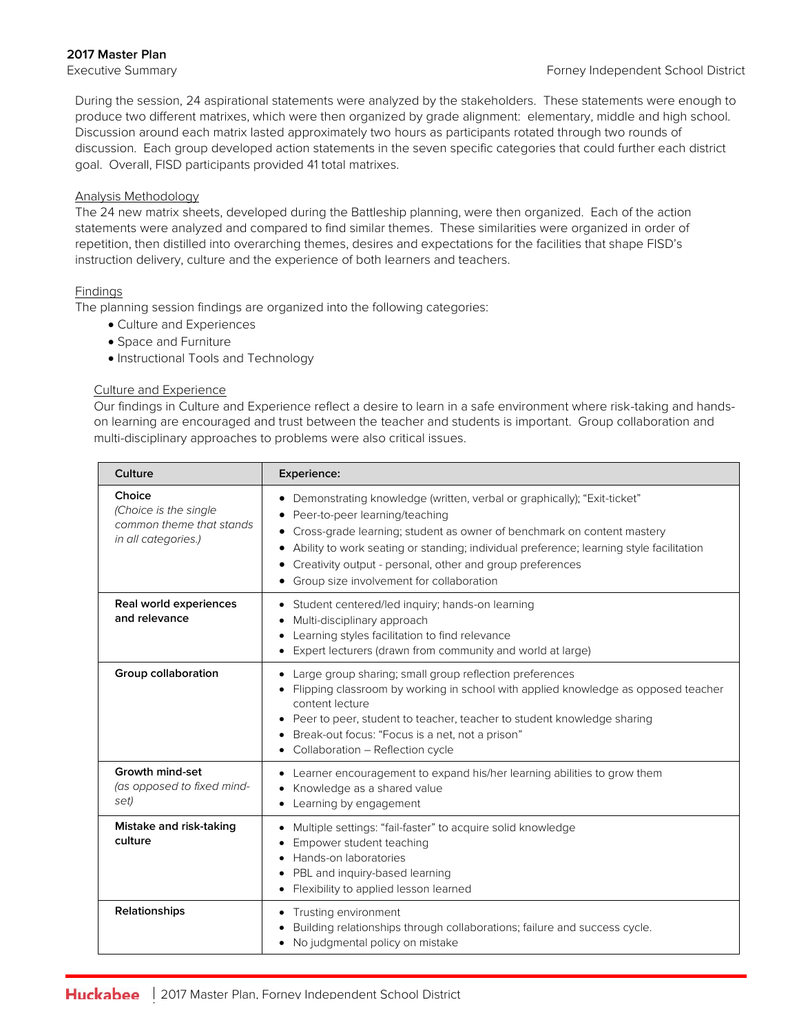During the session, 24 aspirational statements were analyzed by the stakeholders. These statements were enough to produce two different matrixes, which were then organized by grade alignment: elementary, middle and high school. Discussion around each matrix lasted approximately two hours as participants rotated through two rounds of discussion. Each group developed action statements in the seven specific categories that could further each district goal. Overall, FISD participants provided 41 total matrixes.

Analysis Methodology

The 24 new matrix sheets, developed during the Battleship planning, were then organized. Each of the action statements were analyzed and compared to find similar themes. These similarities were organized in order of repetition, then distilled into overarching themes, desires and expectations for the facilities that shape FISD's instruction delivery, culture and the experience of both learners and teachers.

Findings

The planning session findings are organized into the following categories:

- Culture and Experiences
- Space and Furniture
- Instructional Tools and Technology

Culture and Experience

Our findings in Culture and Experience reflect a desire to learn in a safe environment where risk-taking and hands-on learning are encouraged and trust between the teacher and students is important. Group collaboration and multi-disciplinary approaches to problems were also critical issues.

| Culture | Experience: |
|---|---|
| **Choice** *(Choice is the single common theme that stands in all categories.)* | • Demonstrating knowledge (written, verbal or graphically); "Exit-ticket"<br>• Peer-to-peer learning/teaching<br>• Cross-grade learning; student as owner of benchmark on content mastery<br>• Ability to work seating or standing; individual preference; learning style facilitation<br>• Creativity output - personal, other and group preferences<br>• Group size involvement for collaboration |
| **Real world experiences and relevance** | • Student centered/led inquiry; hands-on learning<br>• Multi-disciplinary approach<br>• Learning styles facilitation to find relevance<br>• Expert lecturers (drawn from community and world at large) |
| **Group collaboration** | • Large group sharing; small group reflection preferences<br>• Flipping classroom by working in school with applied knowledge as opposed teacher content lecture<br>• Peer to peer, student to teacher, teacher to student knowledge sharing<br>• Break-out focus: "Focus is a net, not a prison"<br>• Collaboration – Reflection cycle |
| **Growth mind-set** *(as opposed to fixed mind-set)* | • Learner encouragement to expand his/her learning abilities to grow them<br>• Knowledge as a shared value<br>• Learning by engagement |
| **Mistake and risk-taking culture** | • Multiple settings: "fail-faster" to acquire solid knowledge<br>• Empower student teaching<br>• Hands-on laboratories<br>• PBL and inquiry-based learning<br>• Flexibility to applied lesson learned |
| **Relationships** | • Trusting environment<br>• Building relationships through collaborations; failure and success cycle.<br>• No judgmental policy on mistake |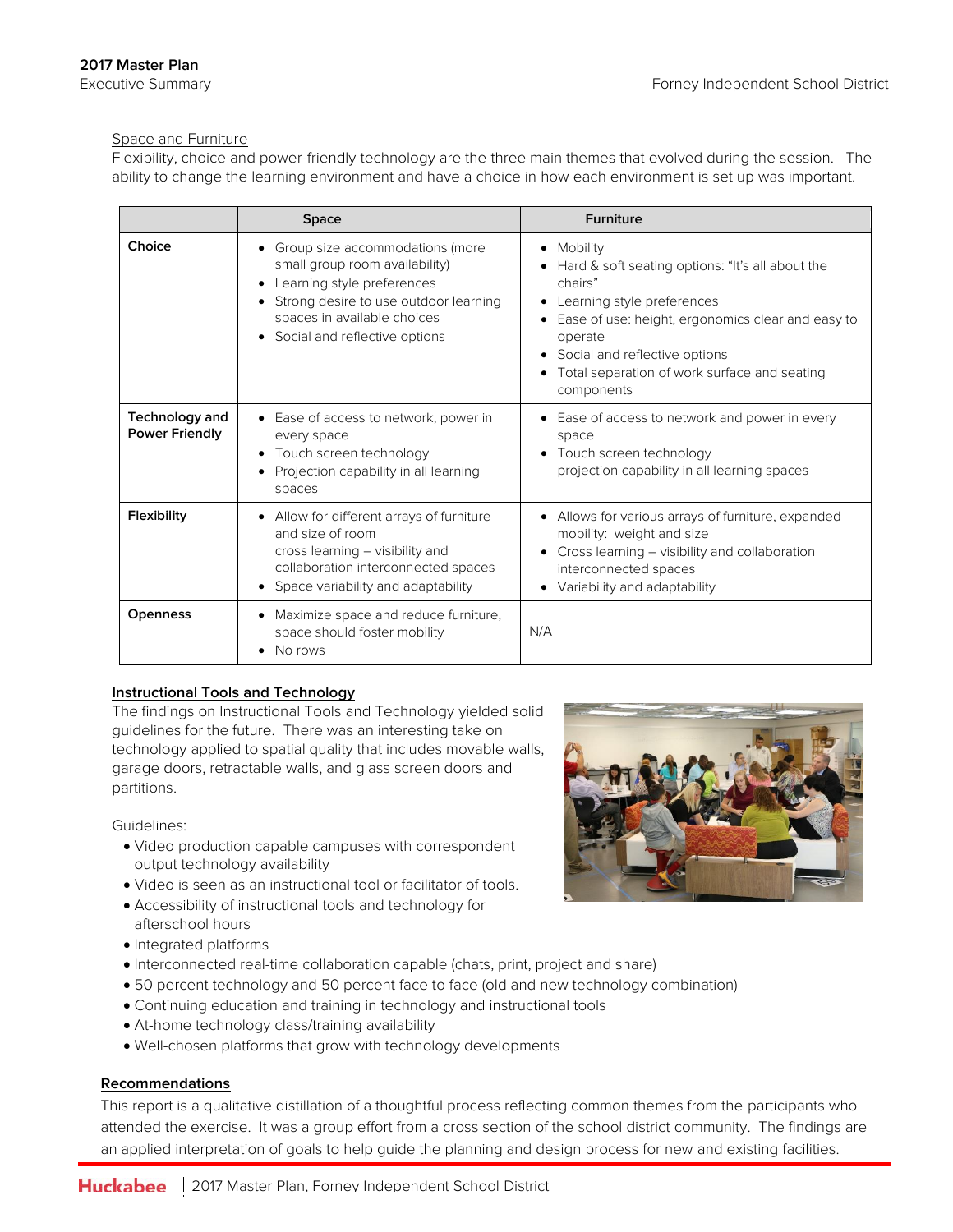Space and Furniture

Flexibility, choice and power-friendly technology are the three main themes that evolved during the session. The ability to change the learning environment and have a choice in how each environment is set up was important.

| | Space | Furniture |
|---|---|---|
| **Choice** | • Group size accommodations (more small group room availability)<br>• Learning style preferences<br>• Strong desire to use outdoor learning spaces in available choices<br>• Social and reflective options | • Mobility<br>• Hard & soft seating options: "It's all about the chairs"<br>• Learning style preferences<br>• Ease of use: height, ergonomics clear and easy to operate<br>• Social and reflective options<br>• Total separation of work surface and seating components |
| **Technology and Power Friendly** | • Ease of access to network, power in every space<br>• Touch screen technology<br>• Projection capability in all learning spaces | • Ease of access to network and power in every space<br>• Touch screen technology projection capability in all learning spaces |
| **Flexibility** | • Allow for different arrays of furniture and size of room cross learning – visibility and collaboration interconnected spaces<br>• Space variability and adaptability | • Allows for various arrays of furniture, expanded mobility: weight and size<br>• Cross learning – visibility and collaboration interconnected spaces<br>• Variability and adaptability |
| **Openness** | • Maximize space and reduce furniture, space should foster mobility<br>• No rows | N/A |

## Instructional Tools and Technology

The findings on Instructional Tools and Technology yielded solid guidelines for the future. There was an interesting take on technology applied to spatial quality that includes movable walls, garage doors, retractable walls, and glass screen doors and partitions.

Guidelines:

- Video production capable campuses with correspondent output technology availability
- Video is seen as an instructional tool or facilitator of tools.
- Accessibility of instructional tools and technology for afterschool hours
- Integrated platforms
- Interconnected real-time collaboration capable (chats, print, project and share)
- 50 percent technology and 50 percent face to face (old and new technology combination)
- Continuing education and training in technology and instructional tools
- At-home technology class/training availability
- Well-chosen platforms that grow with technology developments

## Recommendations

This report is a qualitative distillation of a thoughtful process reflecting common themes from the participants who attended the exercise. It was a group effort from a cross section of the school district community. The findings are an applied interpretation of goals to help guide the planning and design process for new and existing facilities.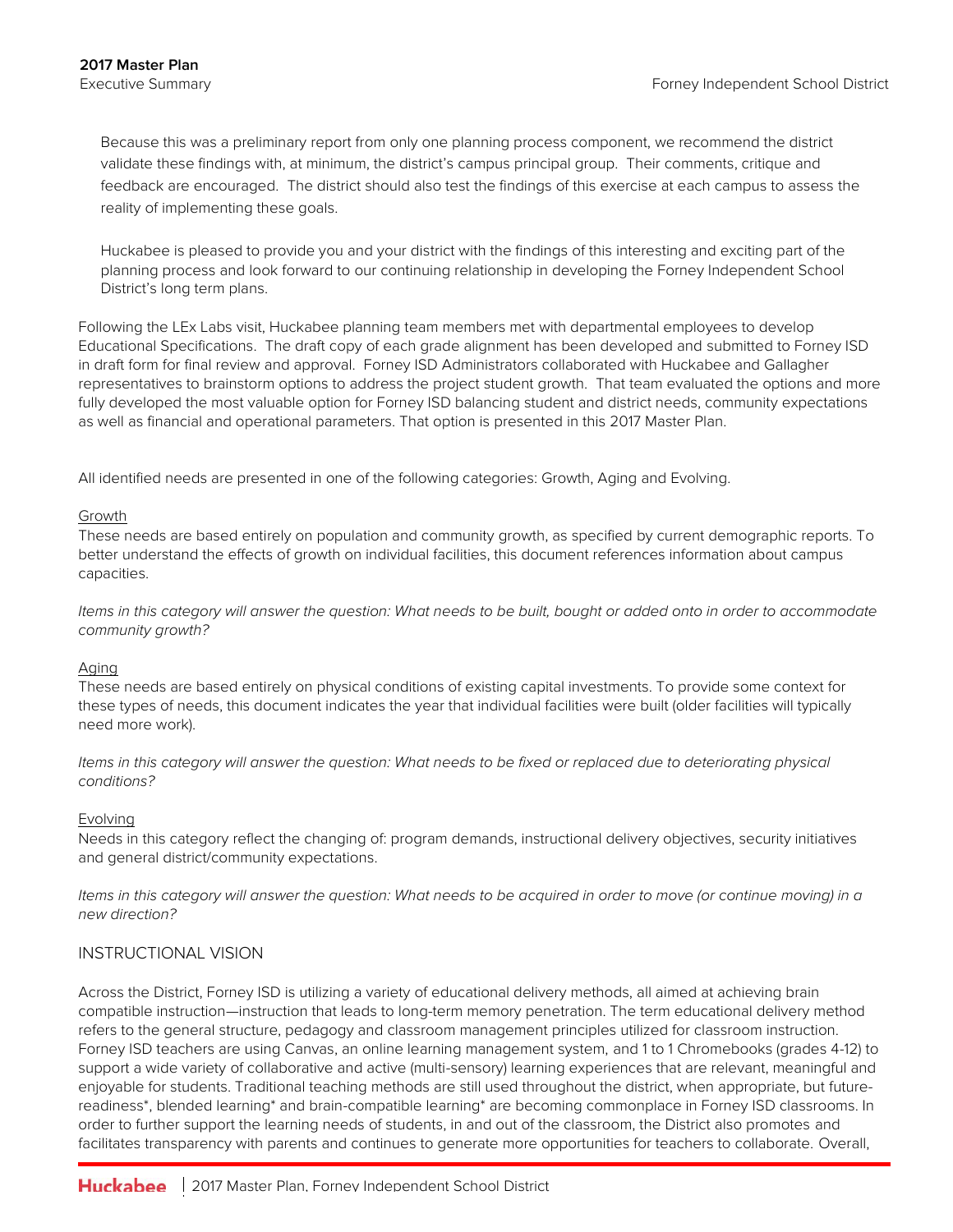Because this was a preliminary report from only one planning process component, we recommend the district validate these findings with, at minimum, the district's campus principal group. Their comments, critique and feedback are encouraged. The district should also test the findings of this exercise at each campus to assess the reality of implementing these goals.

Huckabee is pleased to provide you and your district with the findings of this interesting and exciting part of the planning process and look forward to our continuing relationship in developing the Forney Independent School District's long term plans.

Following the LEx Labs visit, Huckabee planning team members met with departmental employees to develop Educational Specifications. The draft copy of each grade alignment has been developed and submitted to Forney ISD in draft form for final review and approval. Forney ISD Administrators collaborated with Huckabee and Gallagher representatives to brainstorm options to address the project student growth. That team evaluated the options and more fully developed the most valuable option for Forney ISD balancing student and district needs, community expectations as well as financial and operational parameters. That option is presented in this 2017 Master Plan.

All identified needs are presented in one of the following categories: Growth, Aging and Evolving.

<u>Growth</u>

These needs are based entirely on population and community growth, as specified by current demographic reports. To better understand the effects of growth on individual facilities, this document references information about campus capacities.

*Items in this category will answer the question: What needs to be built, bought or added onto in order to accommodate community growth?*

<u>Aging</u>

These needs are based entirely on physical conditions of existing capital investments. To provide some context for these types of needs, this document indicates the year that individual facilities were built (older facilities will typically need more work).

*Items in this category will answer the question: What needs to be fixed or replaced due to deteriorating physical conditions?*

<u>Evolving</u>

Needs in this category reflect the changing of: program demands, instructional delivery objectives, security initiatives and general district/community expectations.

*Items in this category will answer the question: What needs to be acquired in order to move (or continue moving) in a new direction?*

## INSTRUCTIONAL VISION

Across the District, Forney ISD is utilizing a variety of educational delivery methods, all aimed at achieving brain compatible instruction—instruction that leads to long-term memory penetration. The term educational delivery method refers to the general structure, pedagogy and classroom management principles utilized for classroom instruction. Forney ISD teachers are using Canvas, an online learning management system, and 1 to 1 Chromebooks (grades 4-12) to support a wide variety of collaborative and active (multi-sensory) learning experiences that are relevant, meaningful and enjoyable for students. Traditional teaching methods are still used throughout the district, when appropriate, but future-readiness*, blended learning* and brain-compatible learning* are becoming commonplace in Forney ISD classrooms. In order to further support the learning needs of students, in and out of the classroom, the District also promotes and facilitates transparency with parents and continues to generate more opportunities for teachers to collaborate. Overall,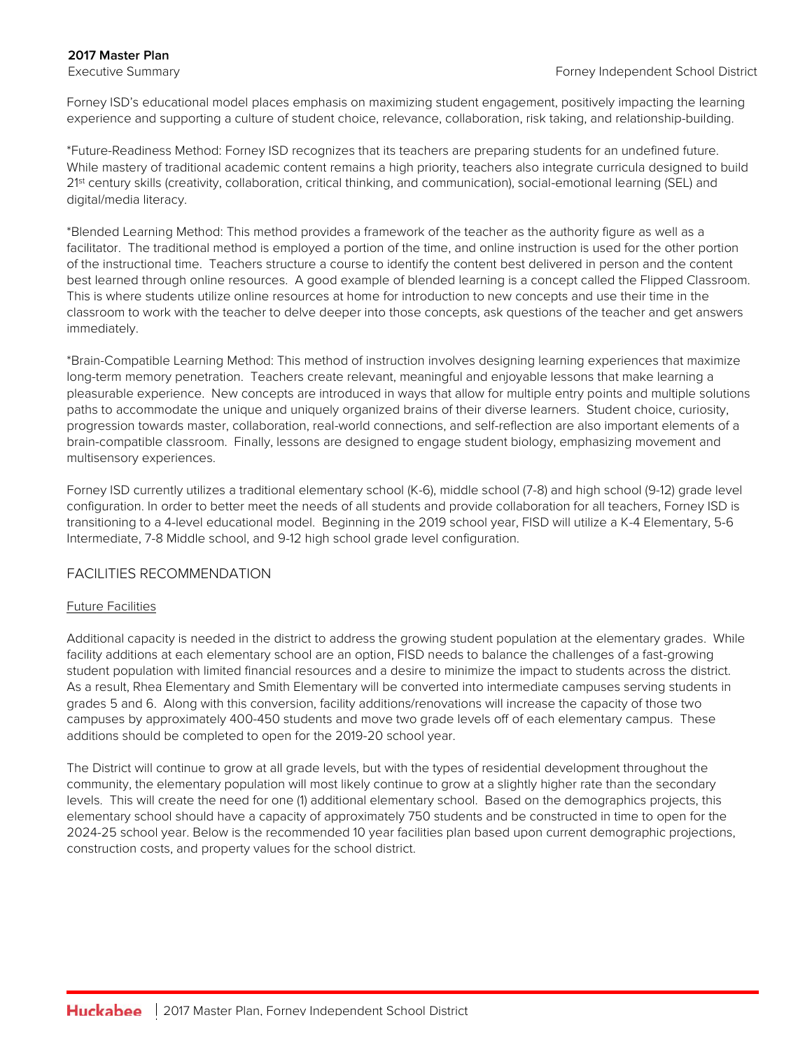Forney ISD's educational model places emphasis on maximizing student engagement, positively impacting the learning experience and supporting a culture of student choice, relevance, collaboration, risk taking, and relationship-building.

*Future-Readiness Method: Forney ISD recognizes that its teachers are preparing students for an undefined future. While mastery of traditional academic content remains a high priority, teachers also integrate curricula designed to build 21st century skills (creativity, collaboration, critical thinking, and communication), social-emotional learning (SEL) and digital/media literacy.

*Blended Learning Method: This method provides a framework of the teacher as the authority figure as well as a facilitator. The traditional method is employed a portion of the time, and online instruction is used for the other portion of the instructional time. Teachers structure a course to identify the content best delivered in person and the content best learned through online resources. A good example of blended learning is a concept called the Flipped Classroom. This is where students utilize online resources at home for introduction to new concepts and use their time in the classroom to work with the teacher to delve deeper into those concepts, ask questions of the teacher and get answers immediately.

*Brain-Compatible Learning Method: This method of instruction involves designing learning experiences that maximize long-term memory penetration. Teachers create relevant, meaningful and enjoyable lessons that make learning a pleasurable experience. New concepts are introduced in ways that allow for multiple entry points and multiple solutions paths to accommodate the unique and uniquely organized brains of their diverse learners. Student choice, curiosity, progression towards master, collaboration, real-world connections, and self-reflection are also important elements of a brain-compatible classroom. Finally, lessons are designed to engage student biology, emphasizing movement and multisensory experiences.

Forney ISD currently utilizes a traditional elementary school (K-6), middle school (7-8) and high school (9-12) grade level configuration. In order to better meet the needs of all students and provide collaboration for all teachers, Forney ISD is transitioning to a 4-level educational model. Beginning in the 2019 school year, FISD will utilize a K-4 Elementary, 5-6 Intermediate, 7-8 Middle school, and 9-12 high school grade level configuration.

## FACILITIES RECOMMENDATION

### Future Facilities

Additional capacity is needed in the district to address the growing student population at the elementary grades. While facility additions at each elementary school are an option, FISD needs to balance the challenges of a fast-growing student population with limited financial resources and a desire to minimize the impact to students across the district. As a result, Rhea Elementary and Smith Elementary will be converted into intermediate campuses serving students in grades 5 and 6. Along with this conversion, facility additions/renovations will increase the capacity of those two campuses by approximately 400-450 students and move two grade levels off of each elementary campus. These additions should be completed to open for the 2019-20 school year.

The District will continue to grow at all grade levels, but with the types of residential development throughout the community, the elementary population will most likely continue to grow at a slightly higher rate than the secondary levels. This will create the need for one (1) additional elementary school. Based on the demographics projects, this elementary school should have a capacity of approximately 750 students and be constructed in time to open for the 2024-25 school year. Below is the recommended 10 year facilities plan based upon current demographic projections, construction costs, and property values for the school district.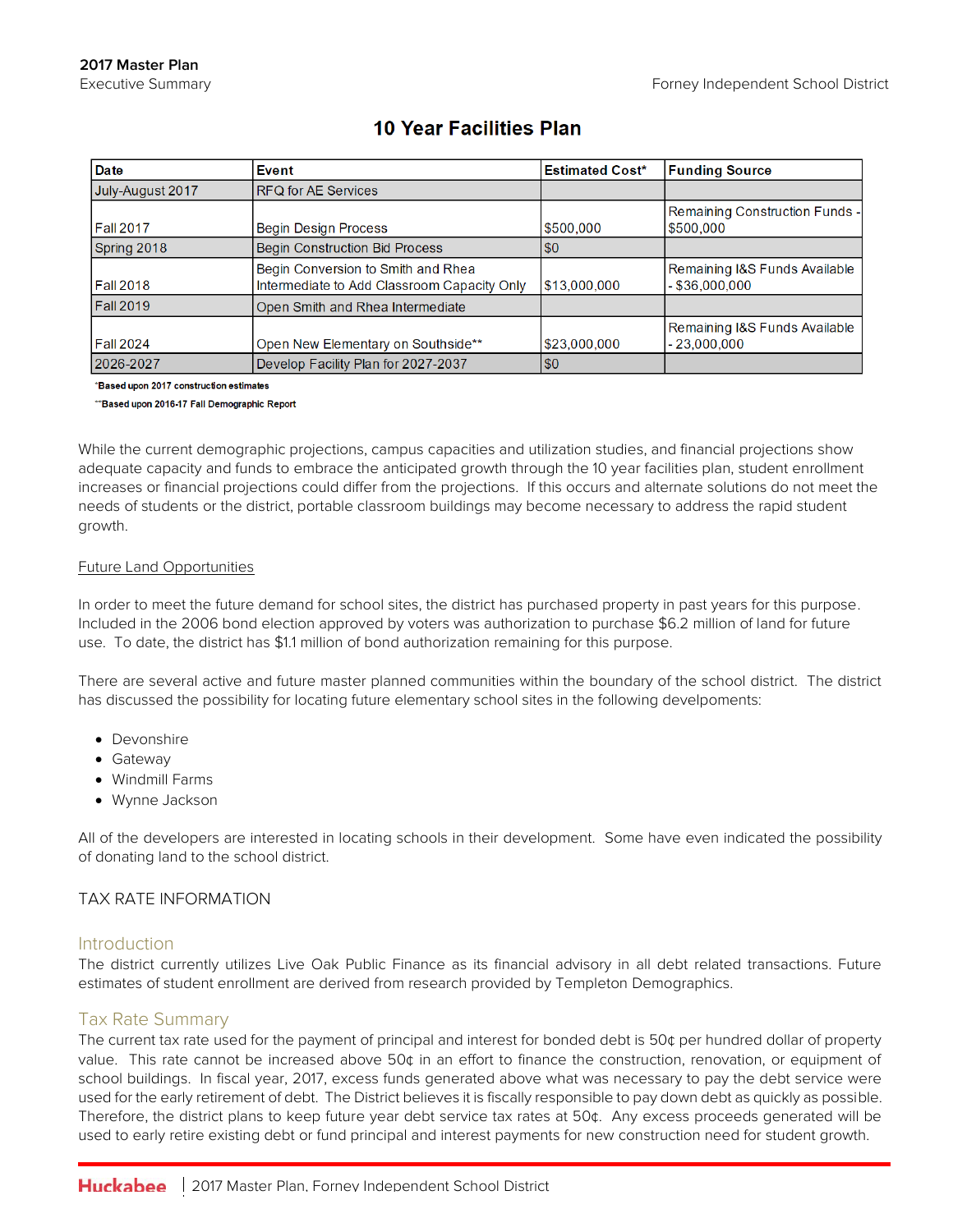## 10 Year Facilities Plan

| Date | Event | Estimated Cost* | Funding Source |
|---|---|---|---|
| July-August 2017 | RFQ for AE Services | | |
| Fall 2017 | Begin Design Process | $500,000 | Remaining Construction Funds - $500,000 |
| Spring 2018 | Begin Construction Bid Process | $0 | |
| Fall 2018 | Begin Conversion to Smith and Rhea Intermediate to Add Classroom Capacity Only | $13,000,000 | Remaining I&S Funds Available - $36,000,000 |
| Fall 2019 | Open Smith and Rhea Intermediate | | |
| Fall 2024 | Open New Elementary on Southside** | $23,000,000 | Remaining I&S Funds Available - 23,000,000 |
| 2026-2027 | Develop Facility Plan for 2027-2037 | $0 | |

*Based upon 2017 construction estimates

**Based upon 2016-17 Fall Demographic Report

While the current demographic projections, campus capacities and utilization studies, and financial projections show adequate capacity and funds to embrace the anticipated growth through the 10 year facilities plan, student enrollment increases or financial projections could differ from the projections. If this occurs and alternate solutions do not meet the needs of students or the district, portable classroom buildings may become necessary to address the rapid student growth.

Future Land Opportunities

In order to meet the future demand for school sites, the district has purchased property in past years for this purpose. Included in the 2006 bond election approved by voters was authorization to purchase $6.2 million of land for future use. To date, the district has $1.1 million of bond authorization remaining for this purpose.

There are several active and future master planned communities within the boundary of the school district. The district has discussed the possibility for locating future elementary school sites in the following develpoments:

- Devonshire
- Gateway
- Windmill Farms
- Wynne Jackson

All of the developers are interested in locating schools in their development. Some have even indicated the possibility of donating land to the school district.

## TAX RATE INFORMATION

### Introduction

The district currently utilizes Live Oak Public Finance as its financial advisory in all debt related transactions. Future estimates of student enrollment are derived from research provided by Templeton Demographics.

### Tax Rate Summary

The current tax rate used for the payment of principal and interest for bonded debt is 50¢ per hundred dollar of property value. This rate cannot be increased above 50¢ in an effort to finance the construction, renovation, or equipment of school buildings. In fiscal year, 2017, excess funds generated above what was necessary to pay the debt service were used for the early retirement of debt. The District believes it is fiscally responsible to pay down debt as quickly as possible. Therefore, the district plans to keep future year debt service tax rates at 50¢. Any excess proceeds generated will be used to early retire existing debt or fund principal and interest payments for new construction need for student growth.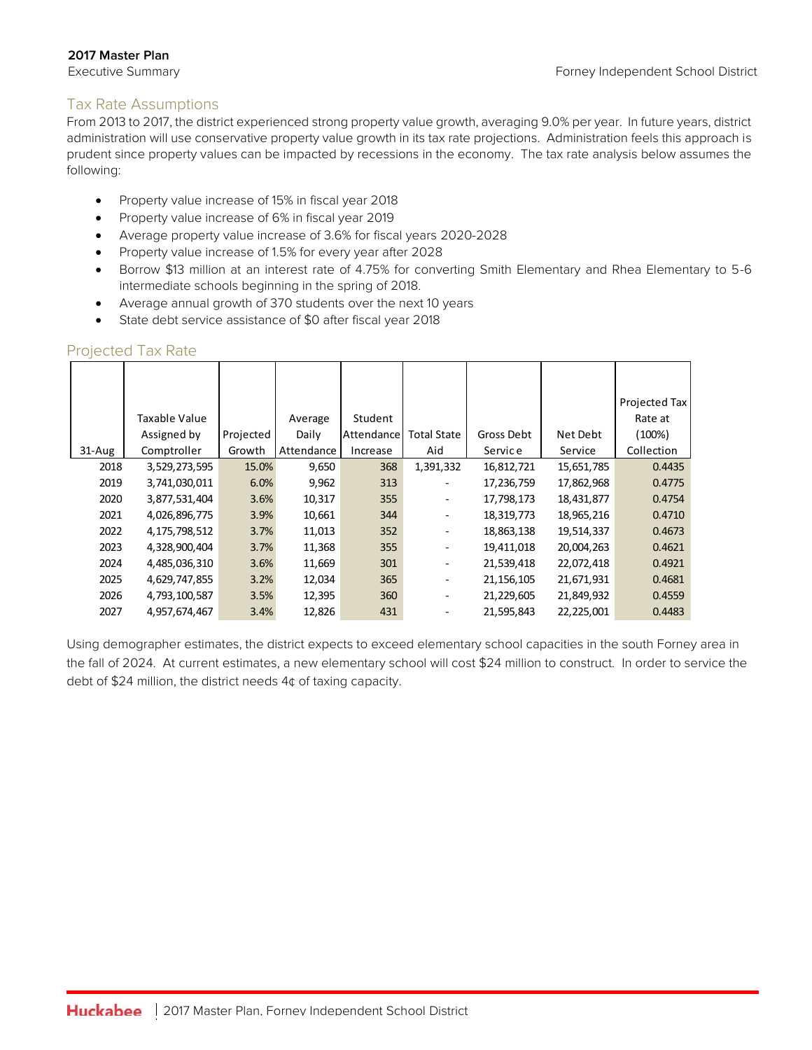## Tax Rate Assumptions

From 2013 to 2017, the district experienced strong property value growth, averaging 9.0% per year. In future years, district administration will use conservative property value growth in its tax rate projections. Administration feels this approach is prudent since property values can be impacted by recessions in the economy. The tax rate analysis below assumes the following:

- Property value increase of 15% in fiscal year 2018
- Property value increase of 6% in fiscal year 2019
- Average property value increase of 3.6% for fiscal years 2020-2028
- Property value increase of 1.5% for every year after 2028
- Borrow $13 million at an interest rate of 4.75% for converting Smith Elementary and Rhea Elementary to 5-6 intermediate schools beginning in the spring of 2018.
- Average annual growth of 370 students over the next 10 years
- State debt service assistance of $0 after fiscal year 2018

## Projected Tax Rate

| 31-Aug | Taxable Value Assigned by Comptroller | Projected Growth | Average Daily Attendance | Student Attendance Increase | Total State Aid | Gross Debt Service | Net Debt Service | Projected Tax Rate at (100%) Collection |
|---|---|---|---|---|---|---|---|---|
| 2018 | 3,529,273,595 | 15.0% | 9,650 | 368 | 1,391,332 | 16,812,721 | 15,651,785 | 0.4435 |
| 2019 | 3,741,030,011 | 6.0% | 9,962 | 313 | - | 17,236,759 | 17,862,968 | 0.4775 |
| 2020 | 3,877,531,404 | 3.6% | 10,317 | 355 | - | 17,798,173 | 18,431,877 | 0.4754 |
| 2021 | 4,026,896,775 | 3.9% | 10,661 | 344 | - | 18,319,773 | 18,965,216 | 0.4710 |
| 2022 | 4,175,798,512 | 3.7% | 11,013 | 352 | - | 18,863,138 | 19,514,337 | 0.4673 |
| 2023 | 4,328,900,404 | 3.7% | 11,368 | 355 | - | 19,411,018 | 20,004,263 | 0.4621 |
| 2024 | 4,485,036,310 | 3.6% | 11,669 | 301 | - | 21,539,418 | 22,072,418 | 0.4921 |
| 2025 | 4,629,747,855 | 3.2% | 12,034 | 365 | - | 21,156,105 | 21,671,931 | 0.4681 |
| 2026 | 4,793,100,587 | 3.5% | 12,395 | 360 | - | 21,229,605 | 21,849,932 | 0.4559 |
| 2027 | 4,957,674,467 | 3.4% | 12,826 | 431 | - | 21,595,843 | 22,225,001 | 0.4483 |

Using demographer estimates, the district expects to exceed elementary school capacities in the south Forney area in the fall of 2024. At current estimates, a new elementary school will cost $24 million to construct. In order to service the debt of $24 million, the district needs 4¢ of taxing capacity.